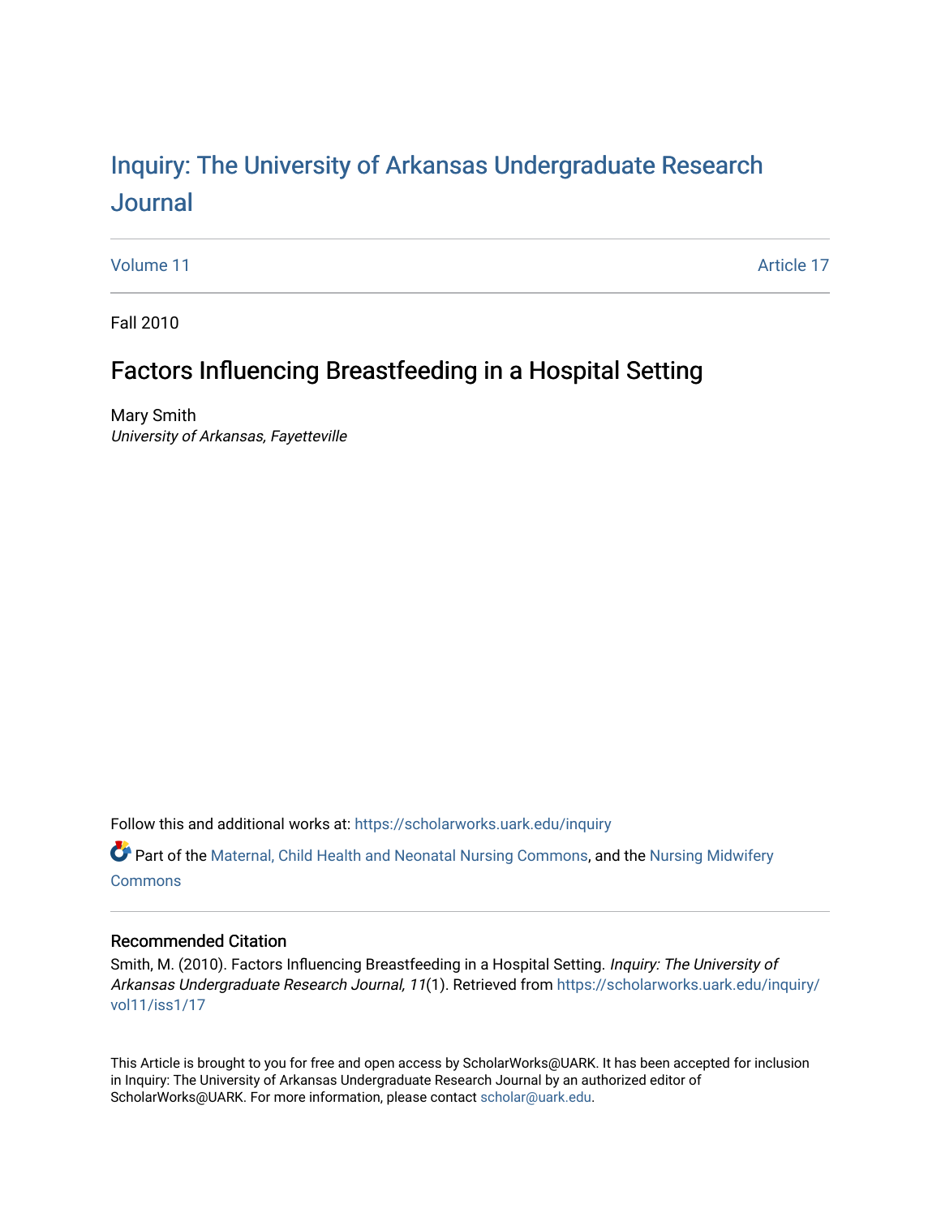# Inquiry: The University of Arkansas Undergraduate Research Journal

Volume 11 Article 17

Fall 2010

## Factors Influencing Breastfeeding in a Hospital Setting

Mary Smith
*University of Arkansas, Fayetteville*

Follow this and additional works at: https://scholarworks.uark.edu/inquiry

Part of the Maternal, Child Health and Neonatal Nursing Commons, and the Nursing Midwifery Commons

### Recommended Citation

Smith, M. (2010). Factors Influencing Breastfeeding in a Hospital Setting. *Inquiry: The University of Arkansas Undergraduate Research Journal, 11*(1). Retrieved from https://scholarworks.uark.edu/inquiry/vol11/iss1/17

This Article is brought to you for free and open access by ScholarWorks@UARK. It has been accepted for inclusion in Inquiry: The University of Arkansas Undergraduate Research Journal by an authorized editor of ScholarWorks@UARK. For more information, please contact scholar@uark.edu.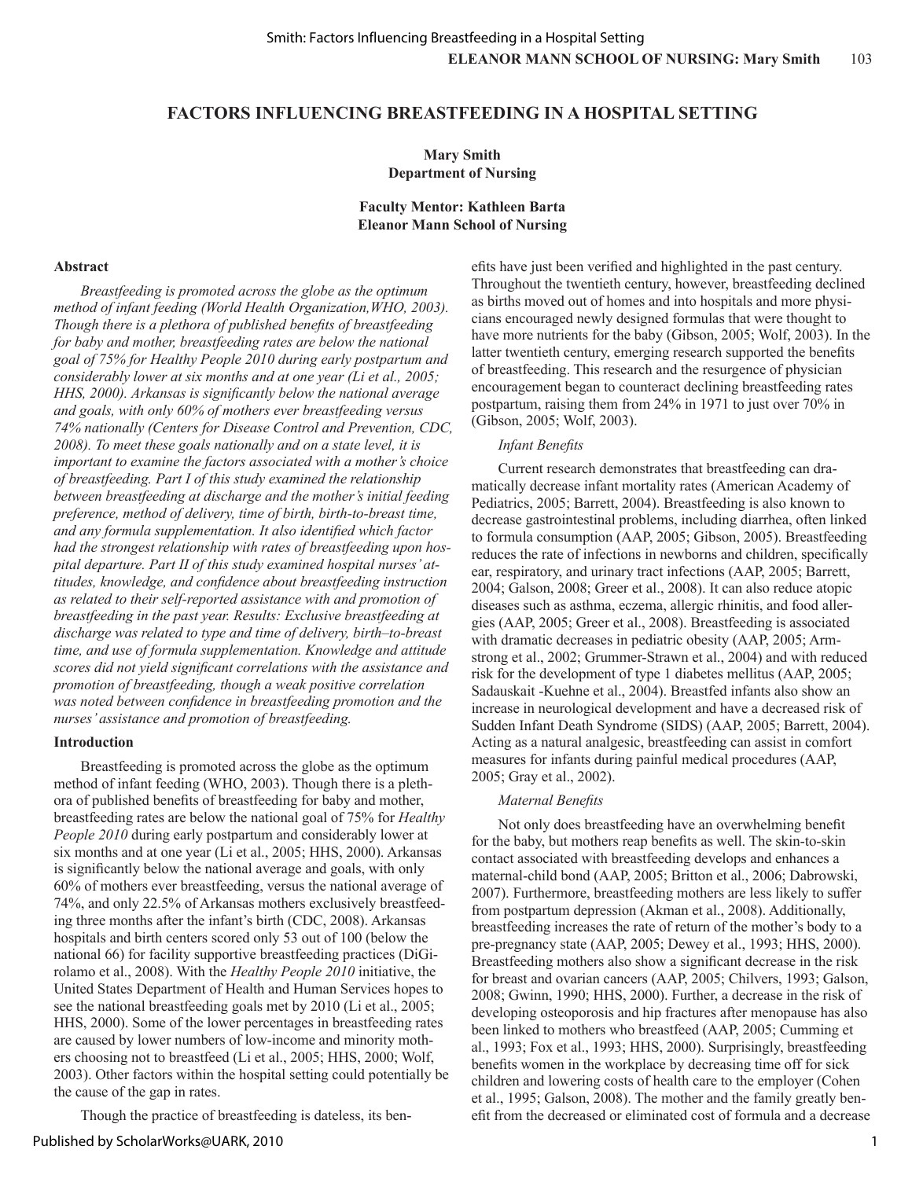# FACTORS INFLUENCING BREASTFEEDING IN A HOSPITAL SETTING

**Mary Smith**
**Department of Nursing**

**Faculty Mentor: Kathleen Barta**
**Eleanor Mann School of Nursing**

## Abstract

*Breastfeeding is promoted across the globe as the optimum method of infant feeding (World Health Organization,WHO, 2003). Though there is a plethora of published benefits of breastfeeding for baby and mother, breastfeeding rates are below the national goal of 75% for Healthy People 2010 during early postpartum and considerably lower at six months and at one year (Li et al., 2005; HHS, 2000). Arkansas is significantly below the national average and goals, with only 60% of mothers ever breastfeeding versus 74% nationally (Centers for Disease Control and Prevention, CDC, 2008). To meet these goals nationally and on a state level, it is important to examine the factors associated with a mother's choice of breastfeeding. Part I of this study examined the relationship between breastfeeding at discharge and the mother's initial feeding preference, method of delivery, time of birth, birth-to-breast time, and any formula supplementation. It also identified which factor had the strongest relationship with rates of breastfeeding upon hospital departure. Part II of this study examined hospital nurses' attitudes, knowledge, and confidence about breastfeeding instruction as related to their self-reported assistance with and promotion of breastfeeding in the past year. Results: Exclusive breastfeeding at discharge was related to type and time of delivery, birth–to-breast time, and use of formula supplementation. Knowledge and attitude scores did not yield significant correlations with the assistance and promotion of breastfeeding, though a weak positive correlation was noted between confidence in breastfeeding promotion and the nurses' assistance and promotion of breastfeeding.*

## Introduction

Breastfeeding is promoted across the globe as the optimum method of infant feeding (WHO, 2003). Though there is a plethora of published benefits of breastfeeding for baby and mother, breastfeeding rates are below the national goal of 75% for *Healthy People 2010* during early postpartum and considerably lower at six months and at one year (Li et al., 2005; HHS, 2000). Arkansas is significantly below the national average and goals, with only 60% of mothers ever breastfeeding, versus the national average of 74%, and only 22.5% of Arkansas mothers exclusively breastfeeding three months after the infant's birth (CDC, 2008). Arkansas hospitals and birth centers scored only 53 out of 100 (below the national 66) for facility supportive breastfeeding practices (DiGirolamo et al., 2008). With the *Healthy People 2010* initiative, the United States Department of Health and Human Services hopes to see the national breastfeeding goals met by 2010 (Li et al., 2005; HHS, 2000). Some of the lower percentages in breastfeeding rates are caused by lower numbers of low-income and minority mothers choosing not to breastfeed (Li et al., 2005; HHS, 2000; Wolf, 2003). Other factors within the hospital setting could potentially be the cause of the gap in rates.

Though the practice of breastfeeding is dateless, its benefits have just been verified and highlighted in the past century. Throughout the twentieth century, however, breastfeeding declined as births moved out of homes and into hospitals and more physicians encouraged newly designed formulas that were thought to have more nutrients for the baby (Gibson, 2005; Wolf, 2003). In the latter twentieth century, emerging research supported the benefits of breastfeeding. This research and the resurgence of physician encouragement began to counteract declining breastfeeding rates postpartum, raising them from 24% in 1971 to just over 70% in (Gibson, 2005; Wolf, 2003).

### *Infant Benefits*

Current research demonstrates that breastfeeding can dramatically decrease infant mortality rates (American Academy of Pediatrics, 2005; Barrett, 2004). Breastfeeding is also known to decrease gastrointestinal problems, including diarrhea, often linked to formula consumption (AAP, 2005; Gibson, 2005). Breastfeeding reduces the rate of infections in newborns and children, specifically ear, respiratory, and urinary tract infections (AAP, 2005; Barrett, 2004; Galson, 2008; Greer et al., 2008). It can also reduce atopic diseases such as asthma, eczema, allergic rhinitis, and food allergies (AAP, 2005; Greer et al., 2008). Breastfeeding is associated with dramatic decreases in pediatric obesity (AAP, 2005; Armstrong et al., 2002; Grummer-Strawn et al., 2004) and with reduced risk for the development of type 1 diabetes mellitus (AAP, 2005; Sadauskait -Kuehne et al., 2004). Breastfed infants also show an increase in neurological development and have a decreased risk of Sudden Infant Death Syndrome (SIDS) (AAP, 2005; Barrett, 2004). Acting as a natural analgesic, breastfeeding can assist in comfort measures for infants during painful medical procedures (AAP, 2005; Gray et al., 2002).

### *Maternal Benefits*

Not only does breastfeeding have an overwhelming benefit for the baby, but mothers reap benefits as well. The skin-to-skin contact associated with breastfeeding develops and enhances a maternal-child bond (AAP, 2005; Britton et al., 2006; Dabrowski, 2007). Furthermore, breastfeeding mothers are less likely to suffer from postpartum depression (Akman et al., 2008). Additionally, breastfeeding increases the rate of return of the mother's body to a pre-pregnancy state (AAP, 2005; Dewey et al., 1993; HHS, 2000). Breastfeeding mothers also show a significant decrease in the risk for breast and ovarian cancers (AAP, 2005; Chilvers, 1993; Galson, 2008; Gwinn, 1990; HHS, 2000). Further, a decrease in the risk of developing osteoporosis and hip fractures after menopause has also been linked to mothers who breastfeed (AAP, 2005; Cumming et al., 1993; Fox et al., 1993; HHS, 2000). Surprisingly, breastfeeding benefits women in the workplace by decreasing time off for sick children and lowering costs of health care to the employer (Cohen et al., 1995; Galson, 2008). The mother and the family greatly benefit from the decreased or eliminated cost of formula and a decrease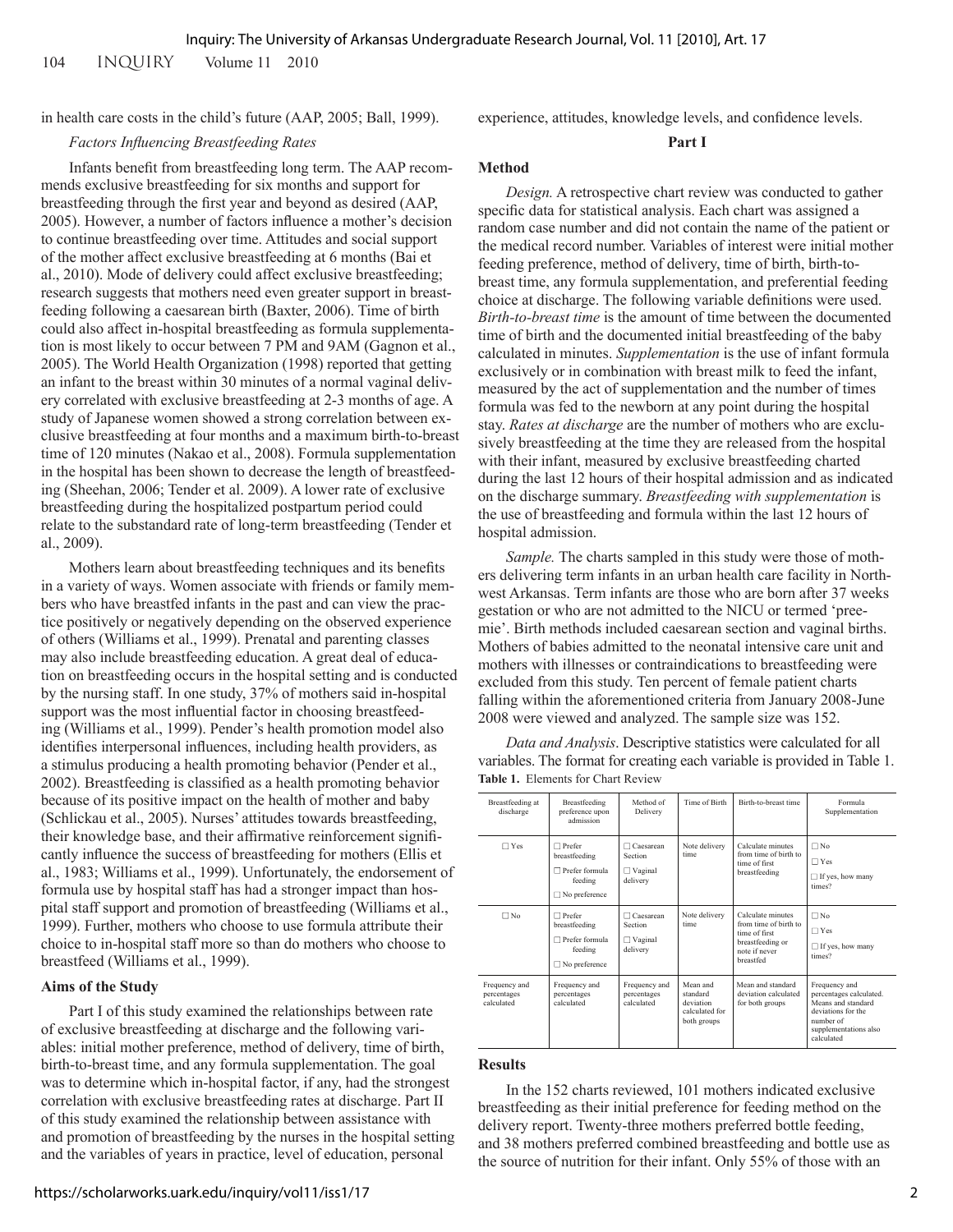in health care costs in the child's future (AAP, 2005; Ball, 1999).

*Factors Influencing Breastfeeding Rates*

Infants benefit from breastfeeding long term. The AAP recommends exclusive breastfeeding for six months and support for breastfeeding through the first year and beyond as desired (AAP, 2005). However, a number of factors influence a mother's decision to continue breastfeeding over time. Attitudes and social support of the mother affect exclusive breastfeeding at 6 months (Bai et al., 2010). Mode of delivery could affect exclusive breastfeeding; research suggests that mothers need even greater support in breastfeeding following a caesarean birth (Baxter, 2006). Time of birth could also affect in-hospital breastfeeding as formula supplementation is most likely to occur between 7 PM and 9AM (Gagnon et al., 2005). The World Health Organization (1998) reported that getting an infant to the breast within 30 minutes of a normal vaginal delivery correlated with exclusive breastfeeding at 2-3 months of age. A study of Japanese women showed a strong correlation between exclusive breastfeeding at four months and a maximum birth-to-breast time of 120 minutes (Nakao et al., 2008). Formula supplementation in the hospital has been shown to decrease the length of breastfeeding (Sheehan, 2006; Tender et al. 2009). A lower rate of exclusive breastfeeding during the hospitalized postpartum period could relate to the substandard rate of long-term breastfeeding (Tender et al., 2009).

Mothers learn about breastfeeding techniques and its benefits in a variety of ways. Women associate with friends or family members who have breastfed infants in the past and can view the practice positively or negatively depending on the observed experience of others (Williams et al., 1999). Prenatal and parenting classes may also include breastfeeding education. A great deal of education on breastfeeding occurs in the hospital setting and is conducted by the nursing staff. In one study, 37% of mothers said in-hospital support was the most influential factor in choosing breastfeeding (Williams et al., 1999). Pender's health promotion model also identifies interpersonal influences, including health providers, as a stimulus producing a health promoting behavior (Pender et al., 2002). Breastfeeding is classified as a health promoting behavior because of its positive impact on the health of mother and baby (Schlickau et al., 2005). Nurses' attitudes towards breastfeeding, their knowledge base, and their affirmative reinforcement significantly influence the success of breastfeeding for mothers (Ellis et al., 1983; Williams et al., 1999). Unfortunately, the endorsement of formula use by hospital staff has had a stronger impact than hospital staff support and promotion of breastfeeding (Williams et al., 1999). Further, mothers who choose to use formula attribute their choice to in-hospital staff more so than do mothers who choose to breastfeed (Williams et al., 1999).

### Aims of the Study

Part I of this study examined the relationships between rate of exclusive breastfeeding at discharge and the following variables: initial mother preference, method of delivery, time of birth, birth-to-breast time, and any formula supplementation. The goal was to determine which in-hospital factor, if any, had the strongest correlation with exclusive breastfeeding rates at discharge. Part II of this study examined the relationship between assistance with and promotion of breastfeeding by the nurses in the hospital setting and the variables of years in practice, level of education, personal experience, attitudes, knowledge levels, and confidence levels.

## Part I

### Method

*Design.* A retrospective chart review was conducted to gather specific data for statistical analysis. Each chart was assigned a random case number and did not contain the name of the patient or the medical record number. Variables of interest were initial mother feeding preference, method of delivery, time of birth, birth-to-breast time, any formula supplementation, and preferential feeding choice at discharge. The following variable definitions were used. *Birth-to-breast time* is the amount of time between the documented time of birth and the documented initial breastfeeding of the baby calculated in minutes. *Supplementation* is the use of infant formula exclusively or in combination with breast milk to feed the infant, measured by the act of supplementation and the number of times formula was fed to the newborn at any point during the hospital stay. *Rates at discharge* are the number of mothers who are exclusively breastfeeding at the time they are released from the hospital with their infant, measured by exclusive breastfeeding charted during the last 12 hours of their hospital admission and as indicated on the discharge summary. *Breastfeeding with supplementation* is the use of breastfeeding and formula within the last 12 hours of hospital admission.

*Sample.* The charts sampled in this study were those of mothers delivering term infants in an urban health care facility in Northwest Arkansas. Term infants are those who are born after 37 weeks gestation or who are not admitted to the NICU or termed 'preemie'. Birth methods included caesarean section and vaginal births. Mothers of babies admitted to the neonatal intensive care unit and mothers with illnesses or contraindications to breastfeeding were excluded from this study. Ten percent of female patient charts falling within the aforementioned criteria from January 2008-June 2008 were viewed and analyzed. The sample size was 152.

*Data and Analysis*. Descriptive statistics were calculated for all variables. The format for creating each variable is provided in Table 1.

**Table 1.** Elements for Chart Review

| Breastfeeding at discharge | Breastfeeding preference upon admission | Method of Delivery | Time of Birth | Birth-to-breast time | Formula Supplementation |
|---|---|---|---|---|---|
| ☐ Yes | ☐ Prefer breastfeeding<br>☐ Prefer formula feeding<br>☐ No preference | ☐ Caesarean Section<br>☐ Vaginal delivery | Note delivery time | Calculate minutes from time of birth to time of first breastfeeding | ☐ No<br>☐ Yes<br>☐ If yes, how many times? |
| ☐ No | ☐ Prefer breastfeeding<br>☐ Prefer formula feeding<br>☐ No preference | ☐ Caesarean Section<br>☐ Vaginal delivery | Note delivery time | Calculate minutes from time of birth to time of first breastfeeding or note if never breastfed | ☐ No<br>☐ Yes<br>☐ If yes, how many times? |
| Frequency and percentages calculated | Frequency and percentages calculated | Frequency and percentages calculated | Mean and standard deviation calculated for both groups | Mean and standard deviation calculated for both groups | Frequency and percentages calculated. Means and standard deviations for the number of supplementations also calculated |

### Results

In the 152 charts reviewed, 101 mothers indicated exclusive breastfeeding as their initial preference for feeding method on the delivery report. Twenty-three mothers preferred bottle feeding, and 38 mothers preferred combined breastfeeding and bottle use as the source of nutrition for their infant. Only 55% of those with an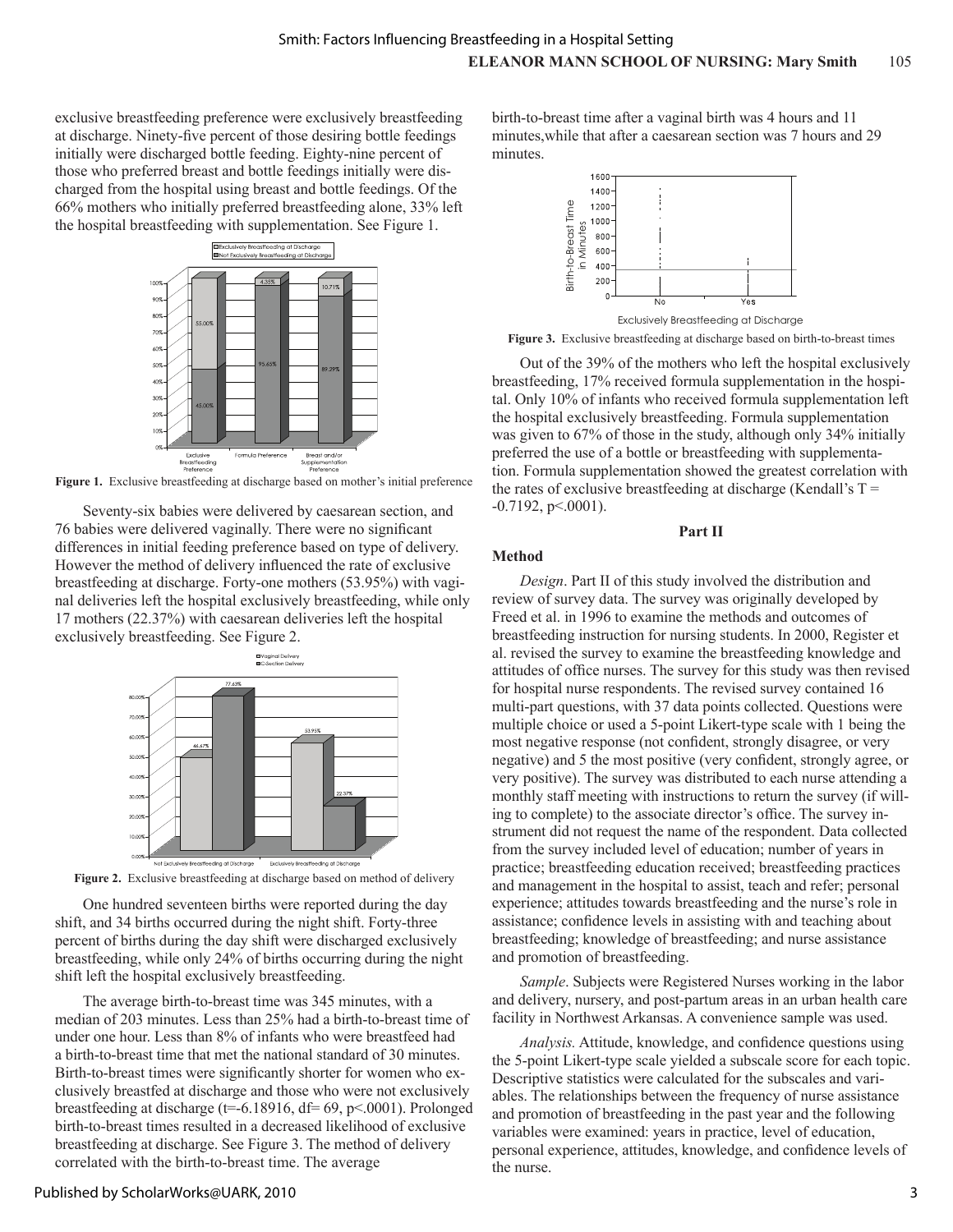exclusive breastfeeding preference were exclusively breastfeeding at discharge. Ninety-five percent of those desiring bottle feedings initially were discharged bottle feeding. Eighty-nine percent of those who preferred breast and bottle feedings initially were discharged from the hospital using breast and bottle feedings. Of the 66% mothers who initially preferred breastfeeding alone, 33% left the hospital breastfeeding with supplementation. See Figure 1.

**Figure 1.** Exclusive breastfeeding at discharge based on mother's initial preference

Seventy-six babies were delivered by caesarean section, and 76 babies were delivered vaginally. There were no significant differences in initial feeding preference based on type of delivery. However the method of delivery influenced the rate of exclusive breastfeeding at discharge. Forty-one mothers (53.95%) with vaginal deliveries left the hospital exclusively breastfeeding, while only 17 mothers (22.37%) with caesarean deliveries left the hospital exclusively breastfeeding. See Figure 2.

**Figure 2.** Exclusive breastfeeding at discharge based on method of delivery

One hundred seventeen births were reported during the day shift, and 34 births occurred during the night shift. Forty-three percent of births during the day shift were discharged exclusively breastfeeding, while only 24% of births occurring during the night shift left the hospital exclusively breastfeeding.

The average birth-to-breast time was 345 minutes, with a median of 203 minutes. Less than 25% had a birth-to-breast time of under one hour. Less than 8% of infants who were breastfeed had a birth-to-breast time that met the national standard of 30 minutes. Birth-to-breast times were significantly shorter for women who exclusively breastfed at discharge and those who were not exclusively breastfeeding at discharge ($t=-6.18916$, $df= 69$, $p<.0001$). Prolonged birth-to-breast times resulted in a decreased likelihood of exclusive breastfeeding at discharge. See Figure 3. The method of delivery correlated with the birth-to-breast time. The average birth-to-breast time after a vaginal birth was 4 hours and 11 minutes,while that after a caesarean section was 7 hours and 29 minutes.

**Figure 3.** Exclusive breastfeeding at discharge based on birth-to-breast times

Out of the 39% of the mothers who left the hospital exclusively breastfeeding, 17% received formula supplementation in the hospital. Only 10% of infants who received formula supplementation left the hospital exclusively breastfeeding. Formula supplementation was given to 67% of those in the study, although only 34% initially preferred the use of a bottle or breastfeeding with supplementation. Formula supplementation showed the greatest correlation with the rates of exclusive breastfeeding at discharge (Kendall's $T = -0.7192$, $p<.0001$).

## Part II

### Method

*Design*. Part II of this study involved the distribution and review of survey data. The survey was originally developed by Freed et al. in 1996 to examine the methods and outcomes of breastfeeding instruction for nursing students. In 2000, Register et al. revised the survey to examine the breastfeeding knowledge and attitudes of office nurses. The survey for this study was then revised for hospital nurse respondents. The revised survey contained 16 multi-part questions, with 37 data points collected. Questions were multiple choice or used a 5-point Likert-type scale with 1 being the most negative response (not confident, strongly disagree, or very negative) and 5 the most positive (very confident, strongly agree, or very positive). The survey was distributed to each nurse attending a monthly staff meeting with instructions to return the survey (if willing to complete) to the associate director's office. The survey instrument did not request the name of the respondent. Data collected from the survey included level of education; number of years in practice; breastfeeding education received; breastfeeding practices and management in the hospital to assist, teach and refer; personal experience; attitudes towards breastfeeding and the nurse's role in assistance; confidence levels in assisting with and teaching about breastfeeding; knowledge of breastfeeding; and nurse assistance and promotion of breastfeeding.

*Sample*. Subjects were Registered Nurses working in the labor and delivery, nursery, and post-partum areas in an urban health care facility in Northwest Arkansas. A convenience sample was used.

*Analysis.* Attitude, knowledge, and confidence questions using the 5-point Likert-type scale yielded a subscale score for each topic. Descriptive statistics were calculated for the subscales and variables. The relationships between the frequency of nurse assistance and promotion of breastfeeding in the past year and the following variables were examined: years in practice, level of education, personal experience, attitudes, knowledge, and confidence levels of the nurse.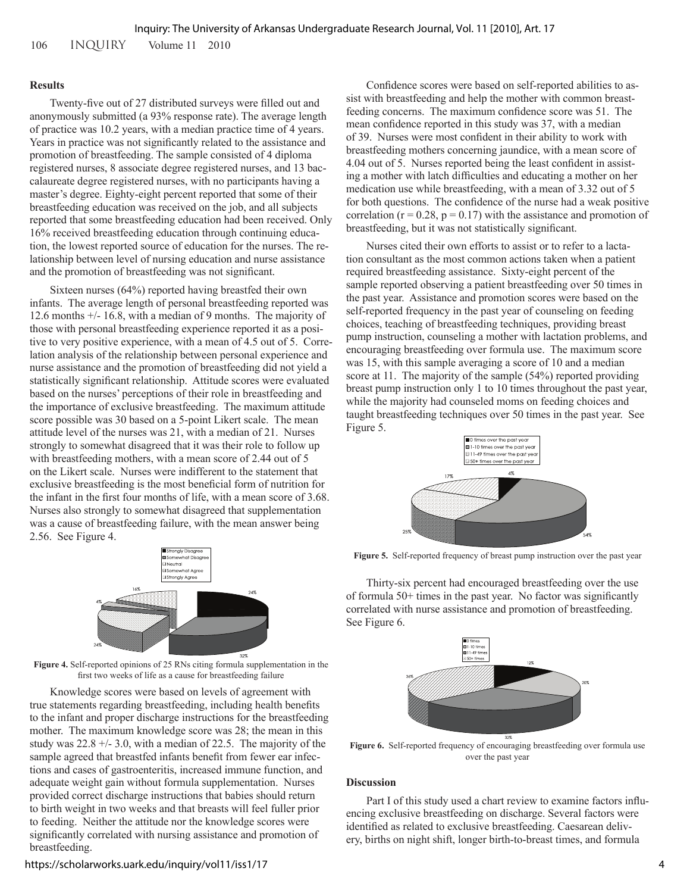## Results

Twenty-five out of 27 distributed surveys were filled out and anonymously submitted (a 93% response rate). The average length of practice was 10.2 years, with a median practice time of 4 years. Years in practice was not significantly related to the assistance and promotion of breastfeeding. The sample consisted of 4 diploma registered nurses, 8 associate degree registered nurses, and 13 baccalaureate degree registered nurses, with no participants having a master's degree. Eighty-eight percent reported that some of their breastfeeding education was received on the job, and all subjects reported that some breastfeeding education had been received. Only 16% received breastfeeding education through continuing education, the lowest reported source of education for the nurses. The relationship between level of nursing education and nurse assistance and the promotion of breastfeeding was not significant.

Sixteen nurses (64%) reported having breastfed their own infants. The average length of personal breastfeeding reported was 12.6 months +/- 16.8, with a median of 9 months. The majority of those with personal breastfeeding experience reported it as a positive to very positive experience, with a mean of 4.5 out of 5. Correlation analysis of the relationship between personal experience and nurse assistance and the promotion of breastfeeding did not yield a statistically significant relationship. Attitude scores were evaluated based on the nurses' perceptions of their role in breastfeeding and the importance of exclusive breastfeeding. The maximum attitude score possible was 30 based on a 5-point Likert scale. The mean attitude level of the nurses was 21, with a median of 21. Nurses strongly to somewhat disagreed that it was their role to follow up with breastfeeding mothers, with a mean score of 2.44 out of 5 on the Likert scale. Nurses were indifferent to the statement that exclusive breastfeeding is the most beneficial form of nutrition for the infant in the first four months of life, with a mean score of 3.68. Nurses also strongly to somewhat disagreed that supplementation was a cause of breastfeeding failure, with the mean answer being 2.56. See Figure 4.

**Figure 4.** Self-reported opinions of 25 RNs citing formula supplementation in the first two weeks of life as a cause for breastfeeding failure

Knowledge scores were based on levels of agreement with true statements regarding breastfeeding, including health benefits to the infant and proper discharge instructions for the breastfeeding mother. The maximum knowledge score was 28; the mean in this study was 22.8 +/- 3.0, with a median of 22.5. The majority of the sample agreed that breastfed infants benefit from fewer ear infections and cases of gastroenteritis, increased immune function, and adequate weight gain without formula supplementation. Nurses provided correct discharge instructions that babies should return to birth weight in two weeks and that breasts will feel fuller prior to feeding. Neither the attitude nor the knowledge scores were significantly correlated with nursing assistance and promotion of breastfeeding.

Confidence scores were based on self-reported abilities to assist with breastfeeding and help the mother with common breastfeeding concerns. The maximum confidence score was 51. The mean confidence reported in this study was 37, with a median of 39. Nurses were most confident in their ability to work with breastfeeding mothers concerning jaundice, with a mean score of 4.04 out of 5. Nurses reported being the least confident in assisting a mother with latch difficulties and educating a mother on her medication use while breastfeeding, with a mean of 3.32 out of 5 for both questions. The confidence of the nurse had a weak positive correlation ($r = 0.28$, $p = 0.17$) with the assistance and promotion of breastfeeding, but it was not statistically significant.

Nurses cited their own efforts to assist or to refer to a lactation consultant as the most common actions taken when a patient required breastfeeding assistance. Sixty-eight percent of the sample reported observing a patient breastfeeding over 50 times in the past year. Assistance and promotion scores were based on the self-reported frequency in the past year of counseling on feeding choices, teaching of breastfeeding techniques, providing breast pump instruction, counseling a mother with lactation problems, and encouraging breastfeeding over formula use. The maximum score was 15, with this sample averaging a score of 10 and a median score at 11. The majority of the sample (54%) reported providing breast pump instruction only 1 to 10 times throughout the past year, while the majority had counseled moms on feeding choices and taught breastfeeding techniques over 50 times in the past year. See Figure 5.

**Figure 5.** Self-reported frequency of breast pump instruction over the past year

Thirty-six percent had encouraged breastfeeding over the use of formula 50+ times in the past year. No factor was significantly correlated with nurse assistance and promotion of breastfeeding. See Figure 6.

**Figure 6.** Self-reported frequency of encouraging breastfeeding over formula use over the past year

## Discussion

Part I of this study used a chart review to examine factors influencing exclusive breastfeeding on discharge. Several factors were identified as related to exclusive breastfeeding. Caesarean delivery, births on night shift, longer birth-to-breast times, and formula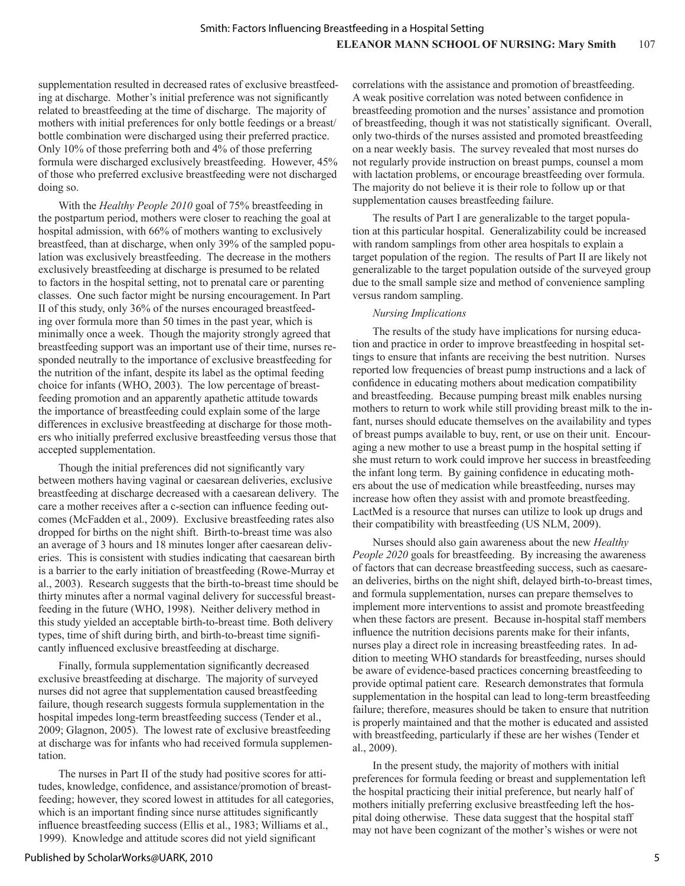supplementation resulted in decreased rates of exclusive breastfeeding at discharge. Mother's initial preference was not significantly related to breastfeeding at the time of discharge. The majority of mothers with initial preferences for only bottle feedings or a breast/bottle combination were discharged using their preferred practice. Only 10% of those preferring both and 4% of those preferring formula were discharged exclusively breastfeeding. However, 45% of those who preferred exclusive breastfeeding were not discharged doing so.

With the *Healthy People 2010* goal of 75% breastfeeding in the postpartum period, mothers were closer to reaching the goal at hospital admission, with 66% of mothers wanting to exclusively breastfeed, than at discharge, when only 39% of the sampled population was exclusively breastfeeding. The decrease in the mothers exclusively breastfeeding at discharge is presumed to be related to factors in the hospital setting, not to prenatal care or parenting classes. One such factor might be nursing encouragement. In Part II of this study, only 36% of the nurses encouraged breastfeeding over formula more than 50 times in the past year, which is minimally once a week. Though the majority strongly agreed that breastfeeding support was an important use of their time, nurses responded neutrally to the importance of exclusive breastfeeding for the nutrition of the infant, despite its label as the optimal feeding choice for infants (WHO, 2003). The low percentage of breastfeeding promotion and an apparently apathetic attitude towards the importance of breastfeeding could explain some of the large differences in exclusive breastfeeding at discharge for those mothers who initially preferred exclusive breastfeeding versus those that accepted supplementation.

Though the initial preferences did not significantly vary between mothers having vaginal or caesarean deliveries, exclusive breastfeeding at discharge decreased with a caesarean delivery. The care a mother receives after a c-section can influence feeding outcomes (McFadden et al., 2009). Exclusive breastfeeding rates also dropped for births on the night shift. Birth-to-breast time was also an average of 3 hours and 18 minutes longer after caesarean deliveries. This is consistent with studies indicating that caesarean birth is a barrier to the early initiation of breastfeeding (Rowe-Murray et al., 2003). Research suggests that the birth-to-breast time should be thirty minutes after a normal vaginal delivery for successful breastfeeding in the future (WHO, 1998). Neither delivery method in this study yielded an acceptable birth-to-breast time. Both delivery types, time of shift during birth, and birth-to-breast time significantly influenced exclusive breastfeeding at discharge.

Finally, formula supplementation significantly decreased exclusive breastfeeding at discharge. The majority of surveyed nurses did not agree that supplementation caused breastfeeding failure, though research suggests formula supplementation in the hospital impedes long-term breastfeeding success (Tender et al., 2009; Glagnon, 2005). The lowest rate of exclusive breastfeeding at discharge was for infants who had received formula supplementation.

The nurses in Part II of the study had positive scores for attitudes, knowledge, confidence, and assistance/promotion of breastfeeding; however, they scored lowest in attitudes for all categories, which is an important finding since nurse attitudes significantly influence breastfeeding success (Ellis et al., 1983; Williams et al., 1999). Knowledge and attitude scores did not yield significant correlations with the assistance and promotion of breastfeeding. A weak positive correlation was noted between confidence in breastfeeding promotion and the nurses' assistance and promotion of breastfeeding, though it was not statistically significant. Overall, only two-thirds of the nurses assisted and promoted breastfeeding on a near weekly basis. The survey revealed that most nurses do not regularly provide instruction on breast pumps, counsel a mom with lactation problems, or encourage breastfeeding over formula. The majority do not believe it is their role to follow up or that supplementation causes breastfeeding failure.

The results of Part I are generalizable to the target population at this particular hospital. Generalizability could be increased with random samplings from other area hospitals to explain a target population of the region. The results of Part II are likely not generalizable to the target population outside of the surveyed group due to the small sample size and method of convenience sampling versus random sampling.

*Nursing Implications*

The results of the study have implications for nursing education and practice in order to improve breastfeeding in hospital settings to ensure that infants are receiving the best nutrition. Nurses reported low frequencies of breast pump instructions and a lack of confidence in educating mothers about medication compatibility and breastfeeding. Because pumping breast milk enables nursing mothers to return to work while still providing breast milk to the infant, nurses should educate themselves on the availability and types of breast pumps available to buy, rent, or use on their unit. Encouraging a new mother to use a breast pump in the hospital setting if she must return to work could improve her success in breastfeeding the infant long term. By gaining confidence in educating mothers about the use of medication while breastfeeding, nurses may increase how often they assist with and promote breastfeeding. LactMed is a resource that nurses can utilize to look up drugs and their compatibility with breastfeeding (US NLM, 2009).

Nurses should also gain awareness about the new *Healthy People 2020* goals for breastfeeding. By increasing the awareness of factors that can decrease breastfeeding success, such as caesarean deliveries, births on the night shift, delayed birth-to-breast times, and formula supplementation, nurses can prepare themselves to implement more interventions to assist and promote breastfeeding when these factors are present. Because in-hospital staff members influence the nutrition decisions parents make for their infants, nurses play a direct role in increasing breastfeeding rates. In addition to meeting WHO standards for breastfeeding, nurses should be aware of evidence-based practices concerning breastfeeding to provide optimal patient care. Research demonstrates that formula supplementation in the hospital can lead to long-term breastfeeding failure; therefore, measures should be taken to ensure that nutrition is properly maintained and that the mother is educated and assisted with breastfeeding, particularly if these are her wishes (Tender et al., 2009).

In the present study, the majority of mothers with initial preferences for formula feeding or breast and supplementation left the hospital practicing their initial preference, but nearly half of mothers initially preferring exclusive breastfeeding left the hospital doing otherwise. These data suggest that the hospital staff may not have been cognizant of the mother's wishes or were not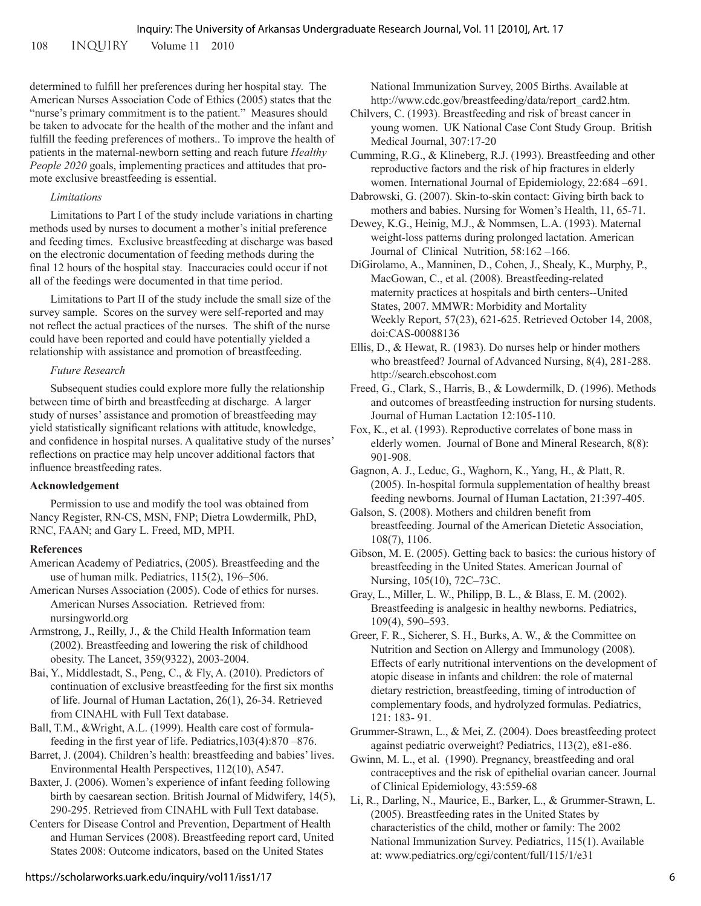determined to fulfill her preferences during her hospital stay. The American Nurses Association Code of Ethics (2005) states that the "nurse's primary commitment is to the patient." Measures should be taken to advocate for the health of the mother and the infant and fulfill the feeding preferences of mothers.. To improve the health of patients in the maternal-newborn setting and reach future *Healthy People 2020* goals, implementing practices and attitudes that promote exclusive breastfeeding is essential.

*Limitations*

Limitations to Part I of the study include variations in charting methods used by nurses to document a mother's initial preference and feeding times. Exclusive breastfeeding at discharge was based on the electronic documentation of feeding methods during the final 12 hours of the hospital stay. Inaccuracies could occur if not all of the feedings were documented in that time period.

Limitations to Part II of the study include the small size of the survey sample. Scores on the survey were self-reported and may not reflect the actual practices of the nurses. The shift of the nurse could have been reported and could have potentially yielded a relationship with assistance and promotion of breastfeeding.

*Future Research*

Subsequent studies could explore more fully the relationship between time of birth and breastfeeding at discharge. A larger study of nurses' assistance and promotion of breastfeeding may yield statistically significant relations with attitude, knowledge, and confidence in hospital nurses. A qualitative study of the nurses' reflections on practice may help uncover additional factors that influence breastfeeding rates.

**Acknowledgement**

Permission to use and modify the tool was obtained from Nancy Register, RN-CS, MSN, FNP; Dietra Lowdermilk, PhD, RNC, FAAN; and Gary L. Freed, MD, MPH.

**References**

American Academy of Pediatrics, (2005). Breastfeeding and the use of human milk. Pediatrics, 115(2), 196–506.

American Nurses Association (2005). Code of ethics for nurses. American Nurses Association. Retrieved from: nursingworld.org

Armstrong, J., Reilly, J., & the Child Health Information team (2002). Breastfeeding and lowering the risk of childhood obesity. The Lancet, 359(9322), 2003-2004.

Bai, Y., Middlestadt, S., Peng, C., & Fly, A. (2010). Predictors of continuation of exclusive breastfeeding for the first six months of life. Journal of Human Lactation, 26(1), 26-34. Retrieved from CINAHL with Full Text database.

Ball, T.M., &Wright, A.L. (1999). Health care cost of formula-feeding in the first year of life. Pediatrics,103(4):870 –876.

Barret, J. (2004). Children's health: breastfeeding and babies' lives. Environmental Health Perspectives, 112(10), A547.

Baxter, J. (2006). Women's experience of infant feeding following birth by caesarean section. British Journal of Midwifery, 14(5), 290-295. Retrieved from CINAHL with Full Text database.

Centers for Disease Control and Prevention, Department of Health and Human Services (2008). Breastfeeding report card, United States 2008: Outcome indicators, based on the United States National Immunization Survey, 2005 Births. Available at http://www.cdc.gov/breastfeeding/data/report_card2.htm.

Chilvers, C. (1993). Breastfeeding and risk of breast cancer in young women. UK National Case Cont Study Group. British Medical Journal, 307:17-20

Cumming, R.G., & Klineberg, R.J. (1993). Breastfeeding and other reproductive factors and the risk of hip fractures in elderly women. International Journal of Epidemiology, 22:684 –691.

Dabrowski, G. (2007). Skin-to-skin contact: Giving birth back to mothers and babies. Nursing for Women's Health, 11, 65-71.

Dewey, K.G., Heinig, M.J., & Nommsen, L.A. (1993). Maternal weight-loss patterns during prolonged lactation. American Journal of Clinical Nutrition, 58:162 –166.

DiGirolamo, A., Manninen, D., Cohen, J., Shealy, K., Murphy, P., MacGowan, C., et al. (2008). Breastfeeding-related maternity practices at hospitals and birth centers--United States, 2007. MMWR: Morbidity and Mortality Weekly Report, 57(23), 621-625. Retrieved October 14, 2008, doi:CAS-00088136

Ellis, D., & Hewat, R. (1983). Do nurses help or hinder mothers who breastfeed? Journal of Advanced Nursing, 8(4), 281-288. http://search.ebscohost.com

Freed, G., Clark, S., Harris, B., & Lowdermilk, D. (1996). Methods and outcomes of breastfeeding instruction for nursing students. Journal of Human Lactation 12:105-110.

Fox, K., et al. (1993). Reproductive correlates of bone mass in elderly women. Journal of Bone and Mineral Research, 8(8): 901-908.

Gagnon, A. J., Leduc, G., Waghorn, K., Yang, H., & Platt, R. (2005). In-hospital formula supplementation of healthy breast feeding newborns. Journal of Human Lactation, 21:397-405.

Galson, S. (2008). Mothers and children benefit from breastfeeding. Journal of the American Dietetic Association, 108(7), 1106.

Gibson, M. E. (2005). Getting back to basics: the curious history of breastfeeding in the United States. American Journal of Nursing, 105(10), 72C–73C.

Gray, L., Miller, L. W., Philipp, B. L., & Blass, E. M. (2002). Breastfeeding is analgesic in healthy newborns. Pediatrics, 109(4), 590–593.

Greer, F. R., Sicherer, S. H., Burks, A. W., & the Committee on Nutrition and Section on Allergy and Immunology (2008). Effects of early nutritional interventions on the development of atopic disease in infants and children: the role of maternal dietary restriction, breastfeeding, timing of introduction of complementary foods, and hydrolyzed formulas. Pediatrics, 121: 183- 91.

Grummer-Strawn, L., & Mei, Z. (2004). Does breastfeeding protect against pediatric overweight? Pediatrics, 113(2), e81-e86.

Gwinn, M. L., et al. (1990). Pregnancy, breastfeeding and oral contraceptives and the risk of epithelial ovarian cancer. Journal of Clinical Epidemiology, 43:559-68

Li, R., Darling, N., Maurice, E., Barker, L., & Grummer-Strawn, L. (2005). Breastfeeding rates in the United States by characteristics of the child, mother or family: The 2002 National Immunization Survey. Pediatrics, 115(1). Available at: www.pediatrics.org/cgi/content/full/115/1/e31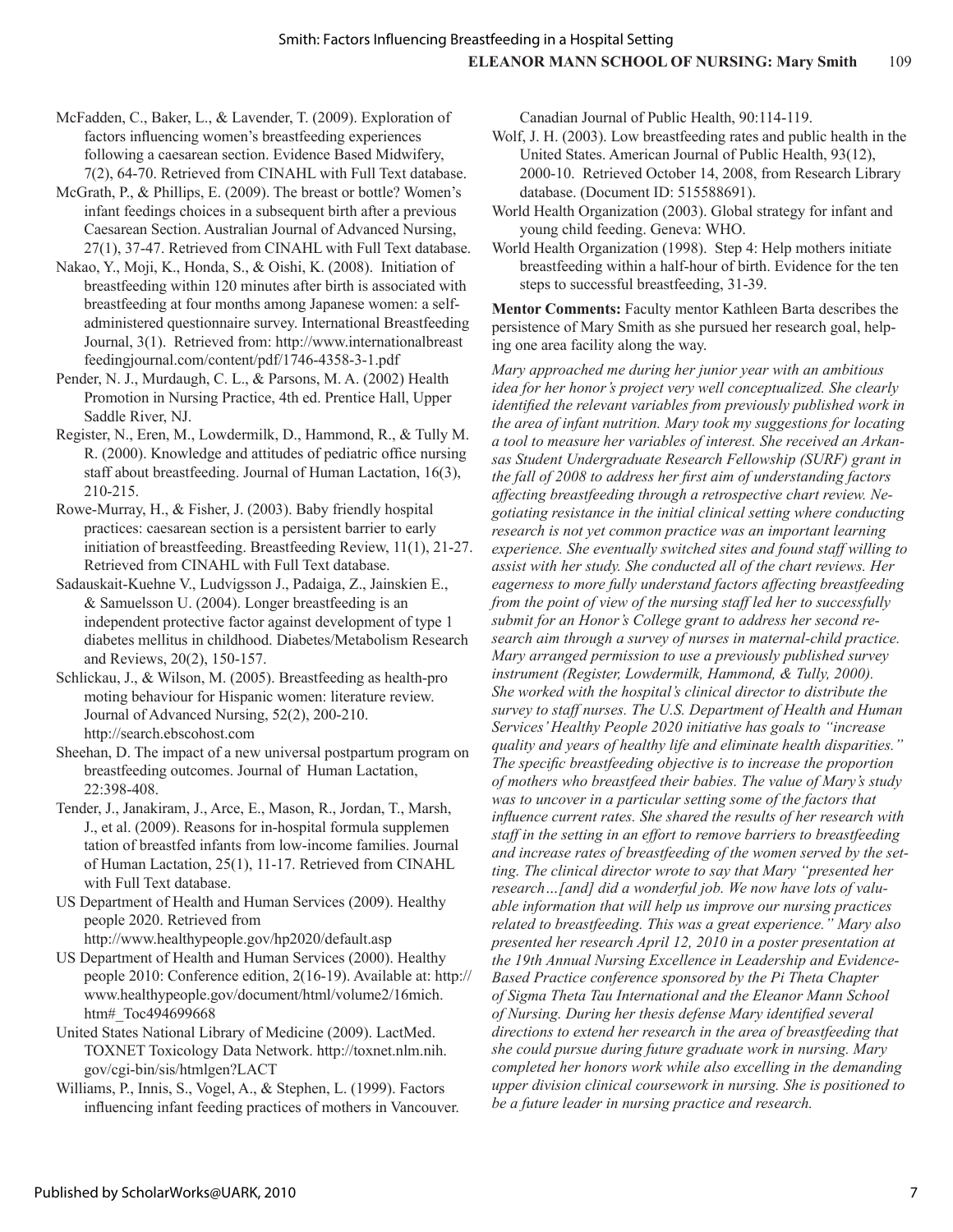McFadden, C., Baker, L., & Lavender, T. (2009). Exploration of factors influencing women's breastfeeding experiences following a caesarean section. Evidence Based Midwifery, 7(2), 64-70. Retrieved from CINAHL with Full Text database.

McGrath, P., & Phillips, E. (2009). The breast or bottle? Women's infant feedings choices in a subsequent birth after a previous Caesarean Section. Australian Journal of Advanced Nursing, 27(1), 37-47. Retrieved from CINAHL with Full Text database.

Nakao, Y., Moji, K., Honda, S., & Oishi, K. (2008). Initiation of breastfeeding within 120 minutes after birth is associated with breastfeeding at four months among Japanese women: a self-administered questionnaire survey. International Breastfeeding Journal, 3(1). Retrieved from: http://www.internationalbreastfeedingjournal.com/content/pdf/1746-4358-3-1.pdf

Pender, N. J., Murdaugh, C. L., & Parsons, M. A. (2002) Health Promotion in Nursing Practice, 4th ed. Prentice Hall, Upper Saddle River, NJ.

Register, N., Eren, M., Lowdermilk, D., Hammond, R., & Tully M. R. (2000). Knowledge and attitudes of pediatric office nursing staff about breastfeeding. Journal of Human Lactation, 16(3), 210-215.

Rowe-Murray, H., & Fisher, J. (2003). Baby friendly hospital practices: caesarean section is a persistent barrier to early initiation of breastfeeding. Breastfeeding Review, 11(1), 21-27. Retrieved from CINAHL with Full Text database.

Sadauskait-Kuehne V., Ludvigsson J., Padaiga, Z., Jainskien E., & Samuelsson U. (2004). Longer breastfeeding is an independent protective factor against development of type 1 diabetes mellitus in childhood. Diabetes/Metabolism Research and Reviews, 20(2), 150-157.

Schlickau, J., & Wilson, M. (2005). Breastfeeding as health-promoting behaviour for Hispanic women: literature review. Journal of Advanced Nursing, 52(2), 200-210. http://search.ebscohost.com

Sheehan, D. The impact of a new universal postpartum program on breastfeeding outcomes. Journal of Human Lactation, 22:398-408.

Tender, J., Janakiram, J., Arce, E., Mason, R., Jordan, T., Marsh, J., et al. (2009). Reasons for in-hospital formula supplementation of breastfed infants from low-income families. Journal of Human Lactation, 25(1), 11-17. Retrieved from CINAHL with Full Text database.

US Department of Health and Human Services (2009). Healthy people 2020. Retrieved from http://www.healthypeople.gov/hp2020/default.asp

US Department of Health and Human Services (2000). Healthy people 2010: Conference edition, 2(16-19). Available at: http://www.healthypeople.gov/document/html/volume2/16mich.htm#_Toc494699668

United States National Library of Medicine (2009). LactMed. TOXNET Toxicology Data Network. http://toxnet.nlm.nih.gov/cgi-bin/sis/htmlgen?LACT

Williams, P., Innis, S., Vogel, A., & Stephen, L. (1999). Factors influencing infant feeding practices of mothers in Vancouver. Canadian Journal of Public Health, 90:114-119.

Wolf, J. H. (2003). Low breastfeeding rates and public health in the United States. American Journal of Public Health, 93(12), 2000-10. Retrieved October 14, 2008, from Research Library database. (Document ID: 515588691).

World Health Organization (2003). Global strategy for infant and young child feeding. Geneva: WHO.

World Health Organization (1998). Step 4: Help mothers initiate breastfeeding within a half-hour of birth. Evidence for the ten steps to successful breastfeeding, 31-39.

**Mentor Comments:** Faculty mentor Kathleen Barta describes the persistence of Mary Smith as she pursued her research goal, helping one area facility along the way.

*Mary approached me during her junior year with an ambitious idea for her honor's project very well conceptualized. She clearly identified the relevant variables from previously published work in the area of infant nutrition. Mary took my suggestions for locating a tool to measure her variables of interest. She received an Arkansas Student Undergraduate Research Fellowship (SURF) grant in the fall of 2008 to address her first aim of understanding factors affecting breastfeeding through a retrospective chart review. Negotiating resistance in the initial clinical setting where conducting research is not yet common practice was an important learning experience. She eventually switched sites and found staff willing to assist with her study. She conducted all of the chart reviews. Her eagerness to more fully understand factors affecting breastfeeding from the point of view of the nursing staff led her to successfully submit for an Honor's College grant to address her second research aim through a survey of nurses in maternal-child practice. Mary arranged permission to use a previously published survey instrument (Register, Lowdermilk, Hammond, & Tully, 2000). She worked with the hospital's clinical director to distribute the survey to staff nurses. The U.S. Department of Health and Human Services' Healthy People 2020 initiative has goals to "increase quality and years of healthy life and eliminate health disparities." The specific breastfeeding objective is to increase the proportion of mothers who breastfeed their babies. The value of Mary's study was to uncover in a particular setting some of the factors that influence current rates. She shared the results of her research with staff in the setting in an effort to remove barriers to breastfeeding and increase rates of breastfeeding of the women served by the setting. The clinical director wrote to say that Mary "presented her research…[and] did a wonderful job. We now have lots of valuable information that will help us improve our nursing practices related to breastfeeding. This was a great experience." Mary also presented her research April 12, 2010 in a poster presentation at the 19th Annual Nursing Excellence in Leadership and Evidence-Based Practice conference sponsored by the Pi Theta Chapter of Sigma Theta Tau International and the Eleanor Mann School of Nursing. During her thesis defense Mary identified several directions to extend her research in the area of breastfeeding that she could pursue during future graduate work in nursing. Mary completed her honors work while also excelling in the demanding upper division clinical coursework in nursing. She is positioned to be a future leader in nursing practice and research.*